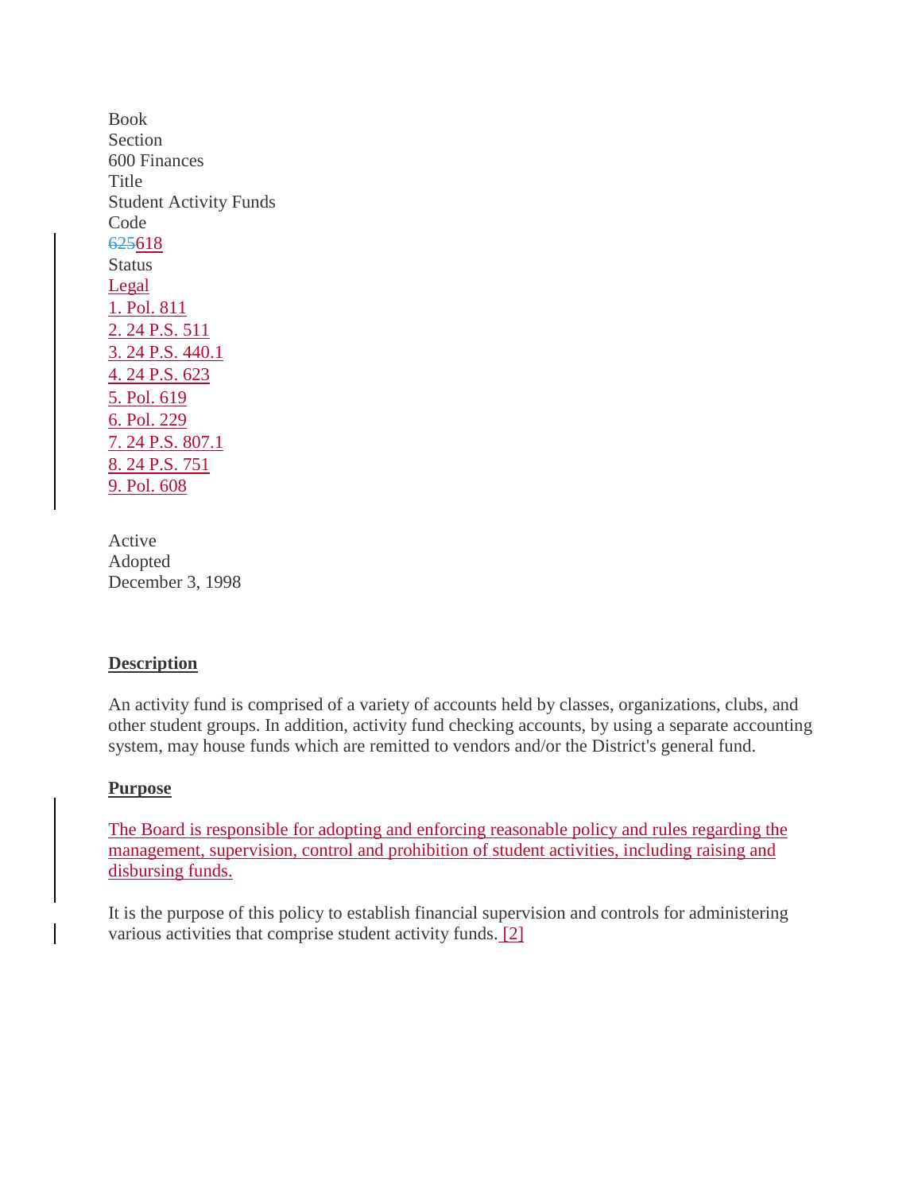Book
Section
600 Finances
Title
Student Activity Funds
Code
~~625~~618
Status
Legal
1. Pol. 811
2. 24 P.S. 511
3. 24 P.S. 440.1
4. 24 P.S. 623
5. Pol. 619
6. Pol. 229
7. 24 P.S. 807.1
8. 24 P.S. 751
9. Pol. 608

Active
Adopted
December 3, 1998

**Description**

An activity fund is comprised of a variety of accounts held by classes, organizations, clubs, and other student groups. In addition, activity fund checking accounts, by using a separate accounting system, may house funds which are remitted to vendors and/or the District's general fund.

**Purpose**

The Board is responsible for adopting and enforcing reasonable policy and rules regarding the management, supervision, control and prohibition of student activities, including raising and disbursing funds.

It is the purpose of this policy to establish financial supervision and controls for administering various activities that comprise student activity funds. [2]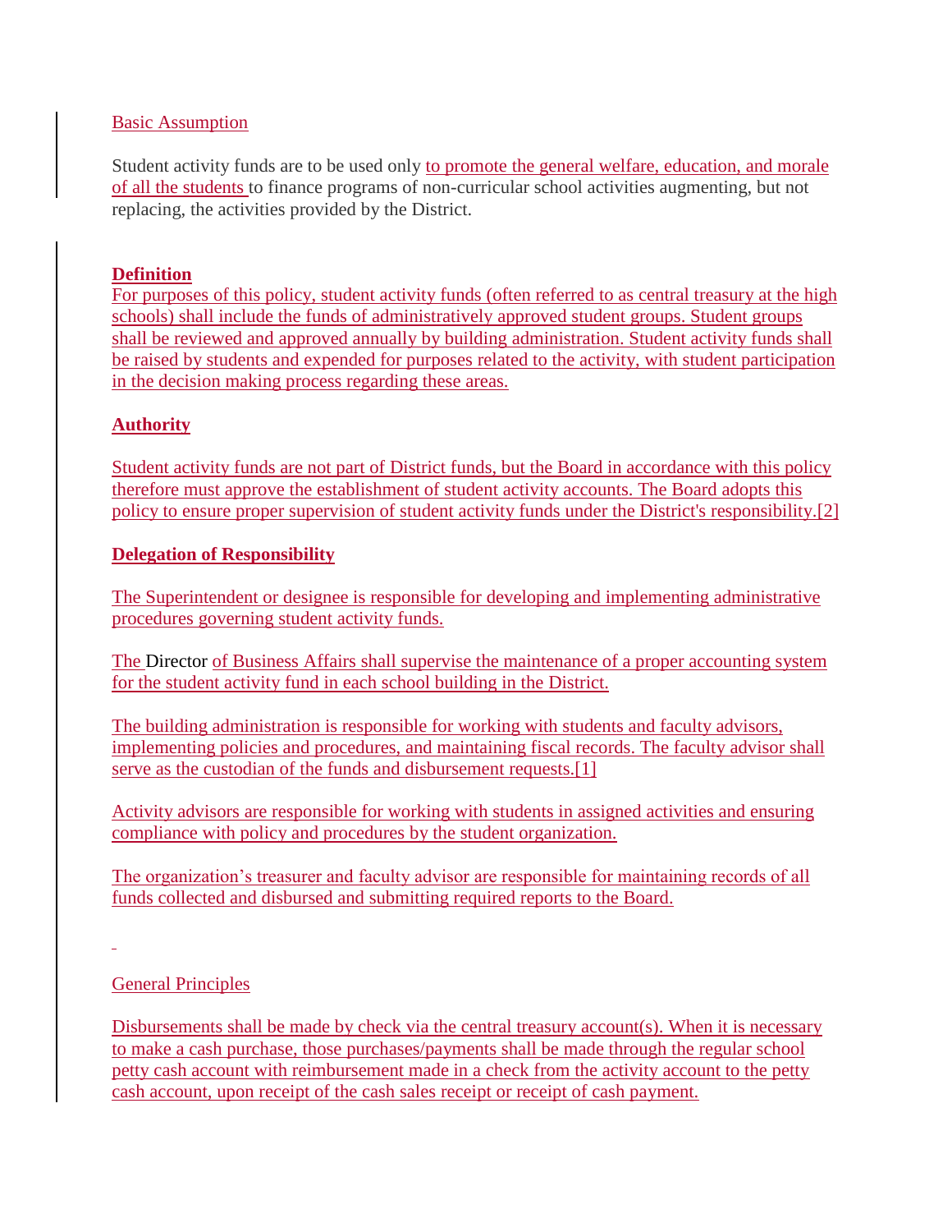Basic Assumption

Student activity funds are to be used only to promote the general welfare, education, and morale of all the students to finance programs of non-curricular school activities augmenting, but not replacing, the activities provided by the District.

**Definition**

For purposes of this policy, student activity funds (often referred to as central treasury at the high schools) shall include the funds of administratively approved student groups. Student groups shall be reviewed and approved annually by building administration. Student activity funds shall be raised by students and expended for purposes related to the activity, with student participation in the decision making process regarding these areas.

**Authority**

Student activity funds are not part of District funds, but the Board in accordance with this policy therefore must approve the establishment of student activity accounts. The Board adopts this policy to ensure proper supervision of student activity funds under the District's responsibility.[2]

**Delegation of Responsibility**

The Superintendent or designee is responsible for developing and implementing administrative procedures governing student activity funds.

The Director of Business Affairs shall supervise the maintenance of a proper accounting system for the student activity fund in each school building in the District.

The building administration is responsible for working with students and faculty advisors, implementing policies and procedures, and maintaining fiscal records. The faculty advisor shall serve as the custodian of the funds and disbursement requests.[1]

Activity advisors are responsible for working with students in assigned activities and ensuring compliance with policy and procedures by the student organization.

The organization's treasurer and faculty advisor are responsible for maintaining records of all funds collected and disbursed and submitting required reports to the Board.

General Principles

Disbursements shall be made by check via the central treasury account(s). When it is necessary to make a cash purchase, those purchases/payments shall be made through the regular school petty cash account with reimbursement made in a check from the activity account to the petty cash account, upon receipt of the cash sales receipt or receipt of cash payment.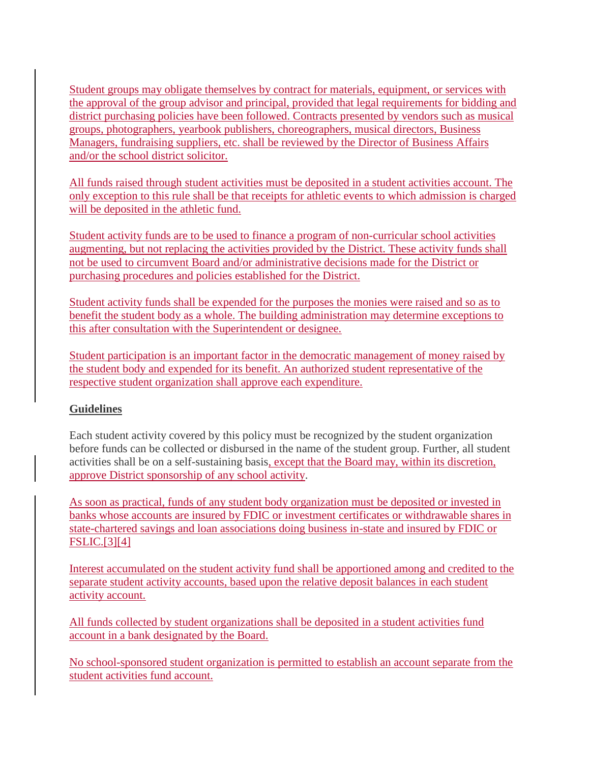Student groups may obligate themselves by contract for materials, equipment, or services with the approval of the group advisor and principal, provided that legal requirements for bidding and district purchasing policies have been followed. Contracts presented by vendors such as musical groups, photographers, yearbook publishers, choreographers, musical directors, Business Managers, fundraising suppliers, etc. shall be reviewed by the Director of Business Affairs and/or the school district solicitor.

All funds raised through student activities must be deposited in a student activities account. The only exception to this rule shall be that receipts for athletic events to which admission is charged will be deposited in the athletic fund.

Student activity funds are to be used to finance a program of non-curricular school activities augmenting, but not replacing the activities provided by the District. These activity funds shall not be used to circumvent Board and/or administrative decisions made for the District or purchasing procedures and policies established for the District.

Student activity funds shall be expended for the purposes the monies were raised and so as to benefit the student body as a whole. The building administration may determine exceptions to this after consultation with the Superintendent or designee.

Student participation is an important factor in the democratic management of money raised by the student body and expended for its benefit. An authorized student representative of the respective student organization shall approve each expenditure.

**Guidelines**

Each student activity covered by this policy must be recognized by the student organization before funds can be collected or disbursed in the name of the student group. Further, all student activities shall be on a self-sustaining basis, except that the Board may, within its discretion, approve District sponsorship of any school activity.

As soon as practical, funds of any student body organization must be deposited or invested in banks whose accounts are insured by FDIC or investment certificates or withdrawable shares in state-chartered savings and loan associations doing business in-state and insured by FDIC or FSLIC.[3][4]

Interest accumulated on the student activity fund shall be apportioned among and credited to the separate student activity accounts, based upon the relative deposit balances in each student activity account.

All funds collected by student organizations shall be deposited in a student activities fund account in a bank designated by the Board.

No school-sponsored student organization is permitted to establish an account separate from the student activities fund account.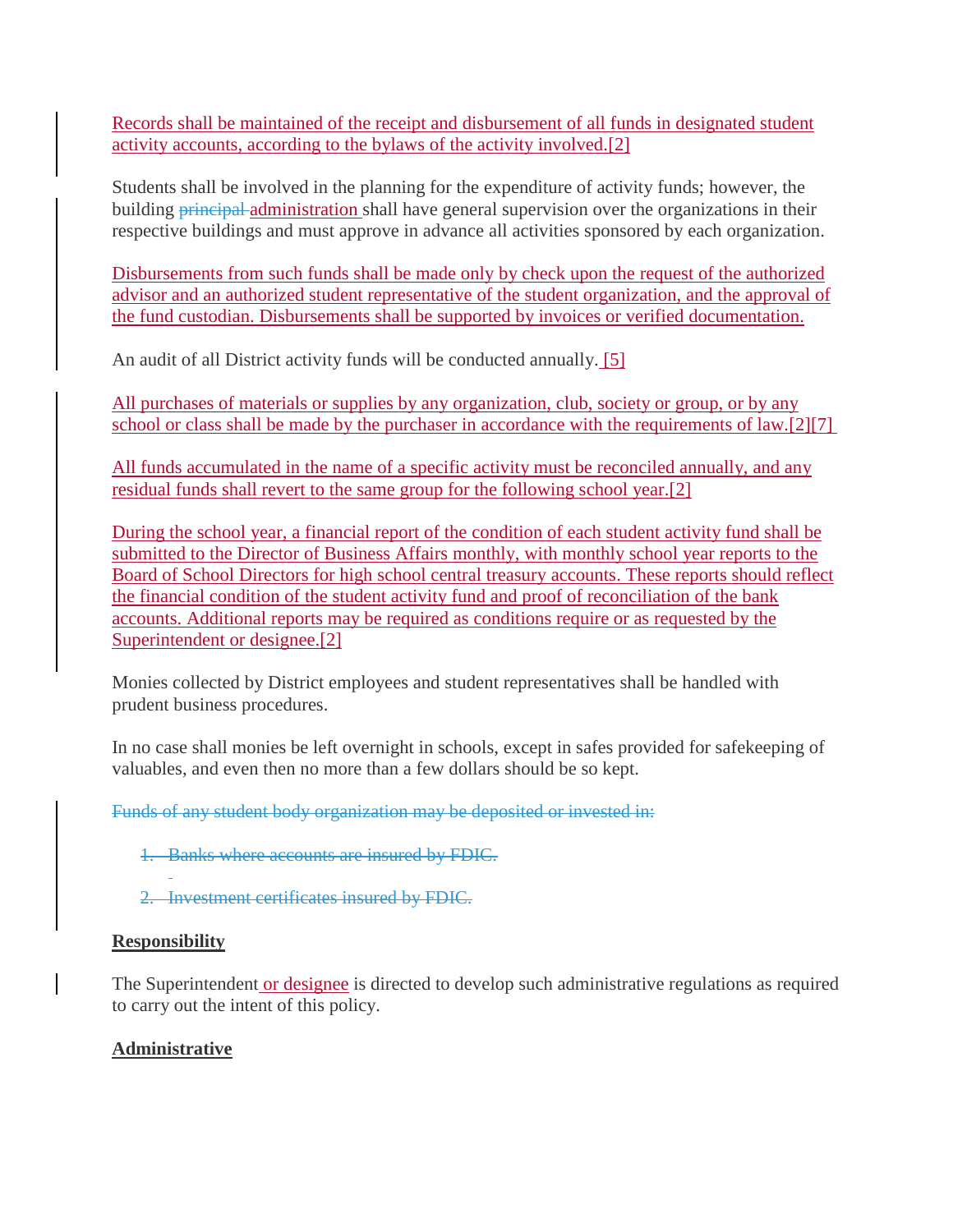Records shall be maintained of the receipt and disbursement of all funds in designated student activity accounts, according to the bylaws of the activity involved.[2]

Students shall be involved in the planning for the expenditure of activity funds; however, the building ~~principal~~ administration shall have general supervision over the organizations in their respective buildings and must approve in advance all activities sponsored by each organization.

Disbursements from such funds shall be made only by check upon the request of the authorized advisor and an authorized student representative of the student organization, and the approval of the fund custodian. Disbursements shall be supported by invoices or verified documentation.

An audit of all District activity funds will be conducted annually. [5]

All purchases of materials or supplies by any organization, club, society or group, or by any school or class shall be made by the purchaser in accordance with the requirements of law.[2][7]

All funds accumulated in the name of a specific activity must be reconciled annually, and any residual funds shall revert to the same group for the following school year.[2]

During the school year, a financial report of the condition of each student activity fund shall be submitted to the Director of Business Affairs monthly, with monthly school year reports to the Board of School Directors for high school central treasury accounts. These reports should reflect the financial condition of the student activity fund and proof of reconciliation of the bank accounts. Additional reports may be required as conditions require or as requested by the Superintendent or designee.[2]

Monies collected by District employees and student representatives shall be handled with prudent business procedures.

In no case shall monies be left overnight in schools, except in safes provided for safekeeping of valuables, and even then no more than a few dollars should be so kept.

~~Funds of any student body organization may be deposited or invested in:~~

1. ~~Banks where accounts are insured by FDIC.~~

2. ~~Investment certificates insured by FDIC.~~

**Responsibility**

The Superintendent or designee is directed to develop such administrative regulations as required to carry out the intent of this policy.

**Administrative**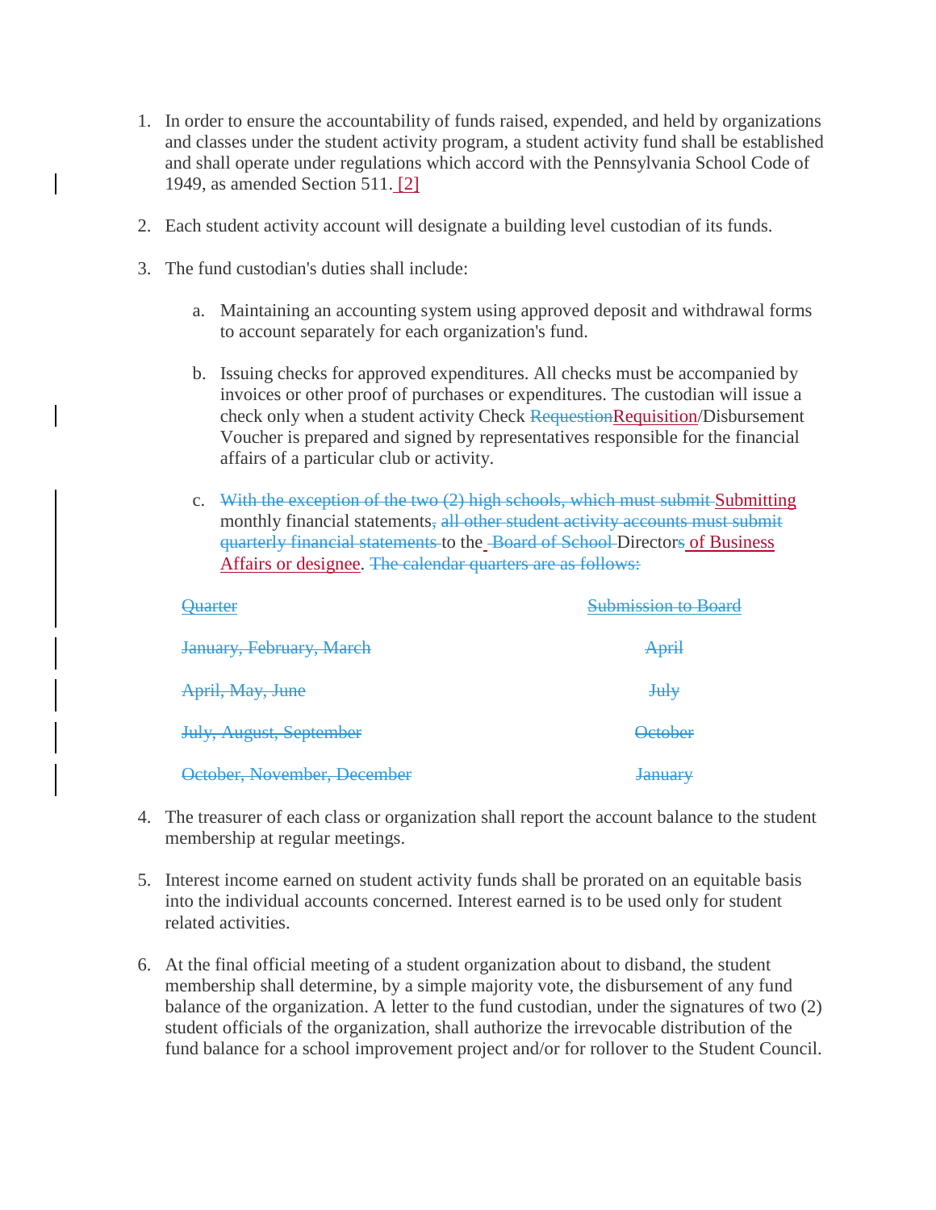1. In order to ensure the accountability of funds raised, expended, and held by organizations and classes under the student activity program, a student activity fund shall be established and shall operate under regulations which accord with the Pennsylvania School Code of 1949, as amended Section 511. [2]

2. Each student activity account will designate a building level custodian of its funds.

3. The fund custodian's duties shall include:

   a. Maintaining an accounting system using approved deposit and withdrawal forms to account separately for each organization's fund.

   b. Issuing checks for approved expenditures. All checks must be accompanied by invoices or other proof of purchases or expenditures. The custodian will issue a check only when a student activity Check ~~Requestion~~Requisition/Disbursement Voucher is prepared and signed by representatives responsible for the financial affairs of a particular club or activity.

   c. ~~With the exception of the two (2) high schools, which must submit~~ Submitting monthly financial statements~~, all other student activity accounts must submit quarterly financial statements~~ to the ~~Board of School~~ Director~~s~~ of Business Affairs or designee. ~~The calendar quarters are as follows:~~

| ~~Quarter~~ | ~~Submission to Board~~ |
|---|---|
| ~~January, February, March~~ | ~~April~~ |
| ~~April, May, June~~ | ~~July~~ |
| ~~July, August, September~~ | ~~October~~ |
| ~~October, November, December~~ | ~~January~~ |

4. The treasurer of each class or organization shall report the account balance to the student membership at regular meetings.

5. Interest income earned on student activity funds shall be prorated on an equitable basis into the individual accounts concerned. Interest earned is to be used only for student related activities.

6. At the final official meeting of a student organization about to disband, the student membership shall determine, by a simple majority vote, the disbursement of any fund balance of the organization. A letter to the fund custodian, under the signatures of two (2) student officials of the organization, shall authorize the irrevocable distribution of the fund balance for a school improvement project and/or for rollover to the Student Council.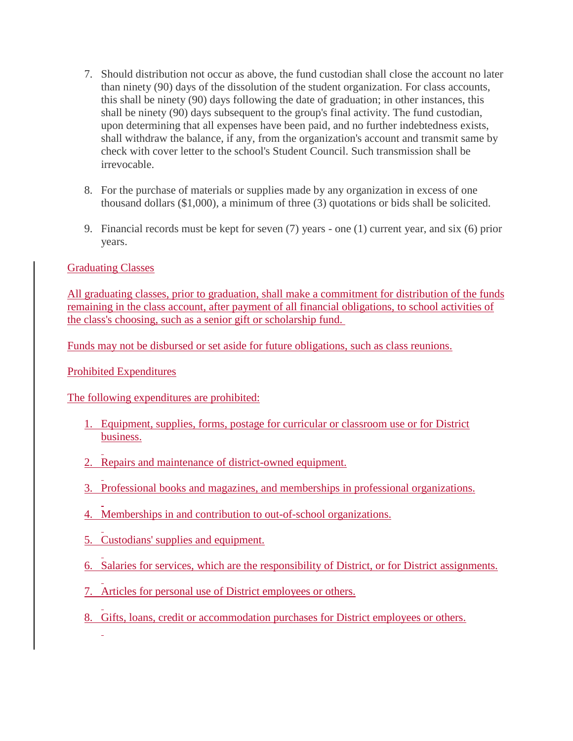7. Should distribution not occur as above, the fund custodian shall close the account no later than ninety (90) days of the dissolution of the student organization. For class accounts, this shall be ninety (90) days following the date of graduation; in other instances, this shall be ninety (90) days subsequent to the group's final activity. The fund custodian, upon determining that all expenses have been paid, and no further indebtedness exists, shall withdraw the balance, if any, from the organization's account and transmit same by check with cover letter to the school's Student Council. Such transmission shall be irrevocable.

8. For the purchase of materials or supplies made by any organization in excess of one thousand dollars ($1,000), a minimum of three (3) quotations or bids shall be solicited.

9. Financial records must be kept for seven (7) years - one (1) current year, and six (6) prior years.

Graduating Classes

All graduating classes, prior to graduation, shall make a commitment for distribution of the funds remaining in the class account, after payment of all financial obligations, to school activities of the class's choosing, such as a senior gift or scholarship fund.

Funds may not be disbursed or set aside for future obligations, such as class reunions.

Prohibited Expenditures

The following expenditures are prohibited:

1. Equipment, supplies, forms, postage for curricular or classroom use or for District business.

2. Repairs and maintenance of district-owned equipment.

3. Professional books and magazines, and memberships in professional organizations.

4. Memberships in and contribution to out-of-school organizations.

5. Custodians' supplies and equipment.

6. Salaries for services, which are the responsibility of District, or for District assignments.

7. Articles for personal use of District employees or others.

8. Gifts, loans, credit or accommodation purchases for District employees or others.